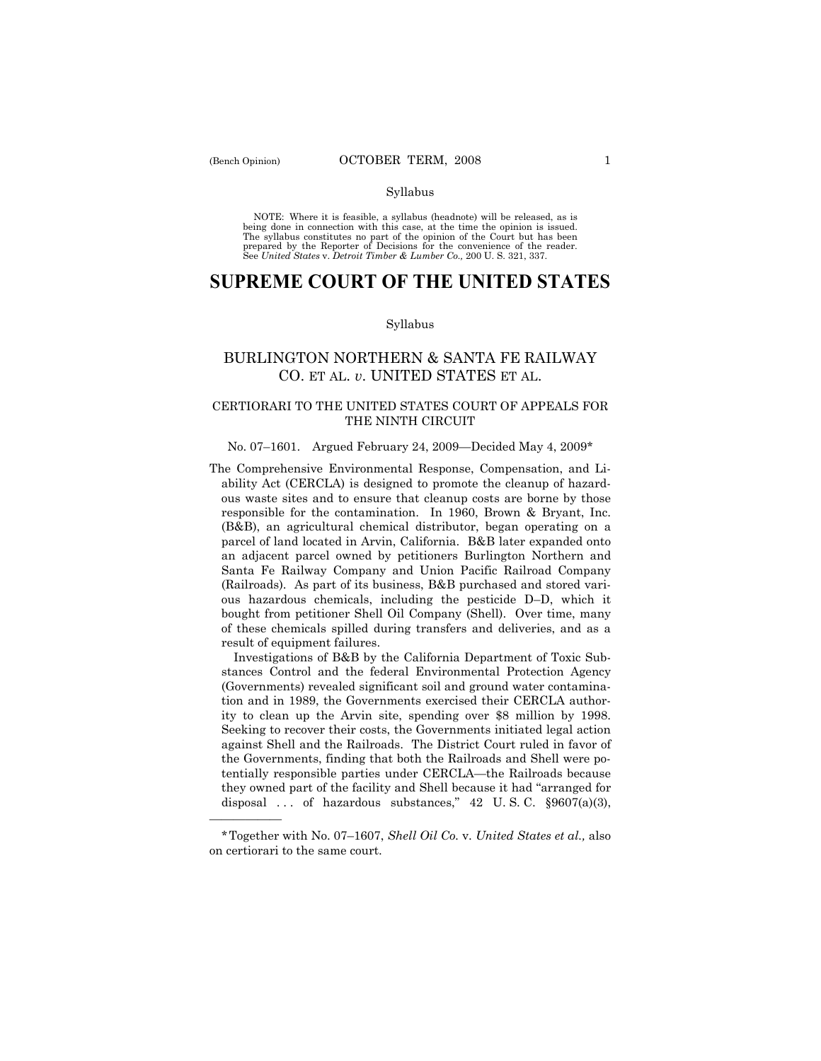Syllabus

NOTE: Where it is feasible, a syllabus (headnote) will be released, as is being done in connection with this case, at the time the opinion is issued. The syllabus constitutes no part of the opinion of the Court but has been prepared by the Reporter of Decisions for the convenience of the reader. See *United States* v. *Detroit Timber & Lumber Co.,* 200 U. S. 321, 337.

# SUPREME COURT OF THE UNITED STATES

Syllabus

## BURLINGTON NORTHERN & SANTA FE RAILWAY CO. ET AL. *v.* UNITED STATES ET AL.

### CERTIORARI TO THE UNITED STATES COURT OF APPEALS FOR THE NINTH CIRCUIT

No. 07–1601. Argued February 24, 2009—Decided May 4, 2009*

The Comprehensive Environmental Response, Compensation, and Liability Act (CERCLA) is designed to promote the cleanup of hazardous waste sites and to ensure that cleanup costs are borne by those responsible for the contamination. In 1960, Brown & Bryant, Inc. (B&B), an agricultural chemical distributor, began operating on a parcel of land located in Arvin, California. B&B later expanded onto an adjacent parcel owned by petitioners Burlington Northern and Santa Fe Railway Company and Union Pacific Railroad Company (Railroads). As part of its business, B&B purchased and stored various hazardous chemicals, including the pesticide D–D, which it bought from petitioner Shell Oil Company (Shell). Over time, many of these chemicals spilled during transfers and deliveries, and as a result of equipment failures.

Investigations of B&B by the California Department of Toxic Substances Control and the federal Environmental Protection Agency (Governments) revealed significant soil and ground water contamination and in 1989, the Governments exercised their CERCLA authority to clean up the Arvin site, spending over $8 million by 1998. Seeking to recover their costs, the Governments initiated legal action against Shell and the Railroads. The District Court ruled in favor of the Governments, finding that both the Railroads and Shell were potentially responsible parties under CERCLA—the Railroads because they owned part of the facility and Shell because it had "arranged for disposal . . . of hazardous substances," 42 U. S. C. §9607(a)(3),

---

*Together with No. 07–1607, *Shell Oil Co.* v. *United States et al.,* also on certiorari to the same court.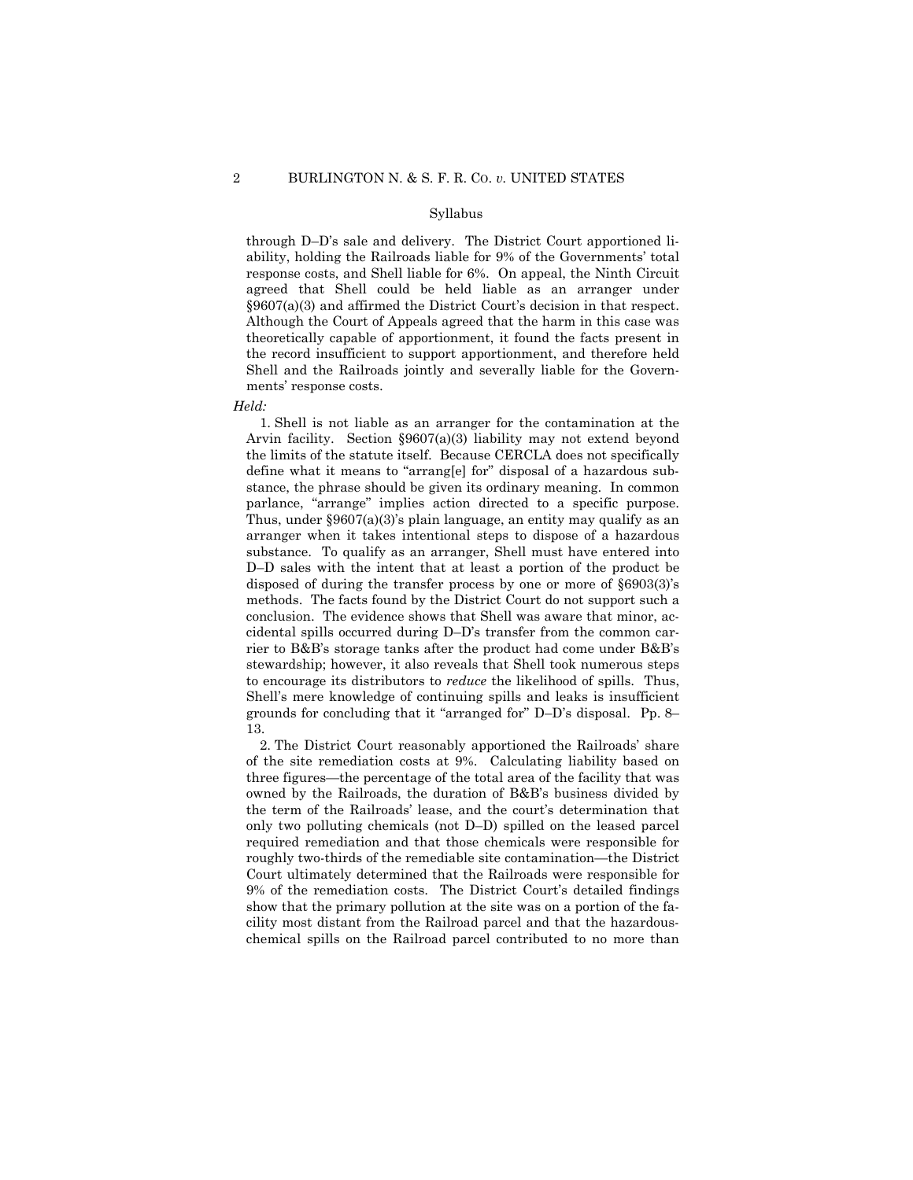through D–D's sale and delivery. The District Court apportioned liability, holding the Railroads liable for 9% of the Governments' total response costs, and Shell liable for 6%. On appeal, the Ninth Circuit agreed that Shell could be held liable as an arranger under §9607(a)(3) and affirmed the District Court's decision in that respect. Although the Court of Appeals agreed that the harm in this case was theoretically capable of apportionment, it found the facts present in the record insufficient to support apportionment, and therefore held Shell and the Railroads jointly and severally liable for the Governments' response costs.

*Held:*

1. Shell is not liable as an arranger for the contamination at the Arvin facility. Section §9607(a)(3) liability may not extend beyond the limits of the statute itself. Because CERCLA does not specifically define what it means to "arrang[e] for" disposal of a hazardous substance, the phrase should be given its ordinary meaning. In common parlance, "arrange" implies action directed to a specific purpose. Thus, under §9607(a)(3)'s plain language, an entity may qualify as an arranger when it takes intentional steps to dispose of a hazardous substance. To qualify as an arranger, Shell must have entered into D–D sales with the intent that at least a portion of the product be disposed of during the transfer process by one or more of §6903(3)'s methods. The facts found by the District Court do not support such a conclusion. The evidence shows that Shell was aware that minor, accidental spills occurred during D–D's transfer from the common carrier to B&B's storage tanks after the product had come under B&B's stewardship; however, it also reveals that Shell took numerous steps to encourage its distributors to *reduce* the likelihood of spills. Thus, Shell's mere knowledge of continuing spills and leaks is insufficient grounds for concluding that it "arranged for" D–D's disposal. Pp. 8–13.

2. The District Court reasonably apportioned the Railroads' share of the site remediation costs at 9%. Calculating liability based on three figures—the percentage of the total area of the facility that was owned by the Railroads, the duration of B&B's business divided by the term of the Railroads' lease, and the court's determination that only two polluting chemicals (not D–D) spilled on the leased parcel required remediation and that those chemicals were responsible for roughly two-thirds of the remediable site contamination—the District Court ultimately determined that the Railroads were responsible for 9% of the remediation costs. The District Court's detailed findings show that the primary pollution at the site was on a portion of the facility most distant from the Railroad parcel and that the hazardous-chemical spills on the Railroad parcel contributed to no more than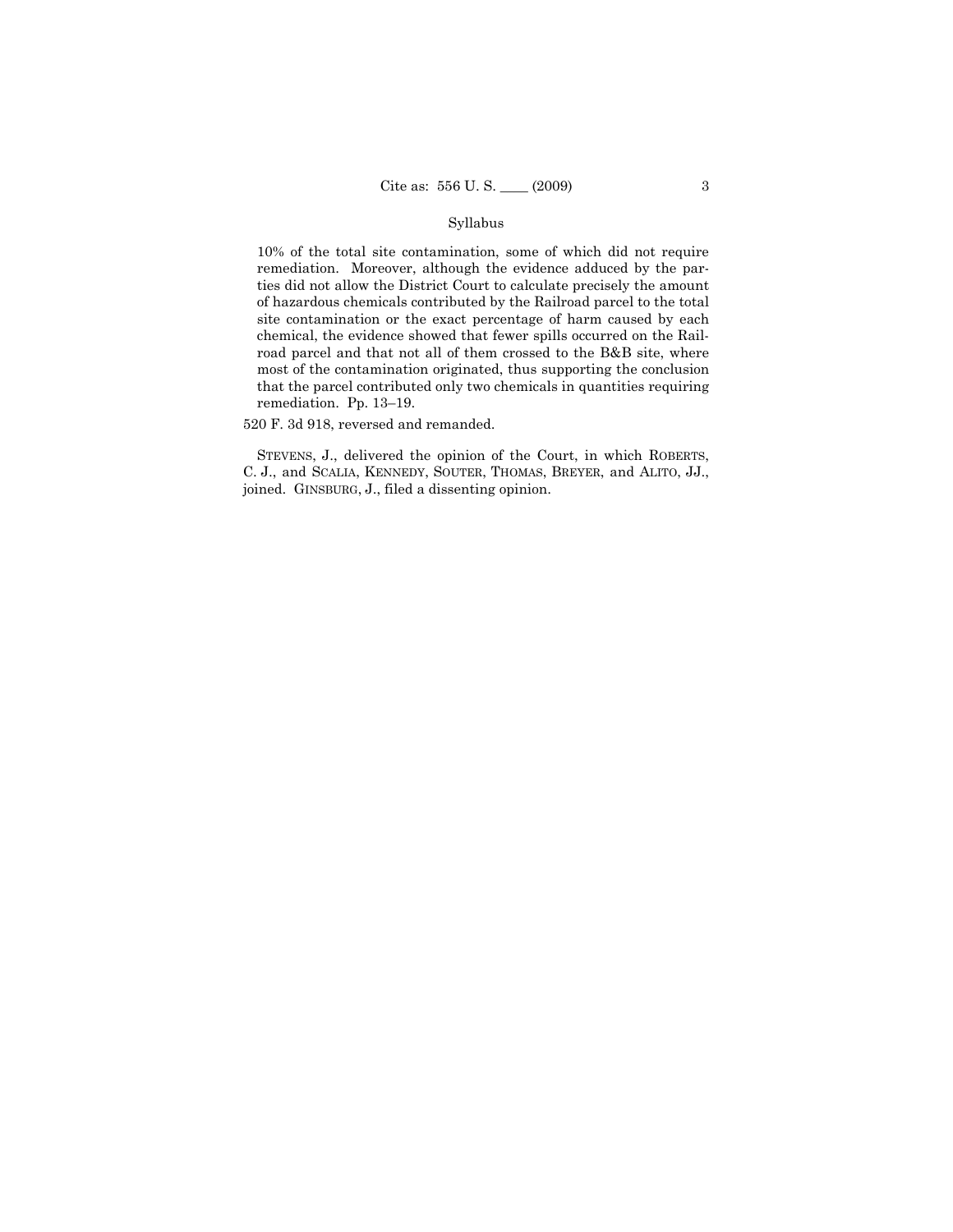10% of the total site contamination, some of which did not require remediation. Moreover, although the evidence adduced by the parties did not allow the District Court to calculate precisely the amount of hazardous chemicals contributed by the Railroad parcel to the total site contamination or the exact percentage of harm caused by each chemical, the evidence showed that fewer spills occurred on the Railroad parcel and that not all of them crossed to the B&B site, where most of the contamination originated, thus supporting the conclusion that the parcel contributed only two chemicals in quantities requiring remediation. Pp. 13–19.

520 F. 3d 918, reversed and remanded.

STEVENS, J., delivered the opinion of the Court, in which ROBERTS, C. J., and SCALIA, KENNEDY, SOUTER, THOMAS, BREYER, and ALITO, JJ., joined. GINSBURG, J., filed a dissenting opinion.